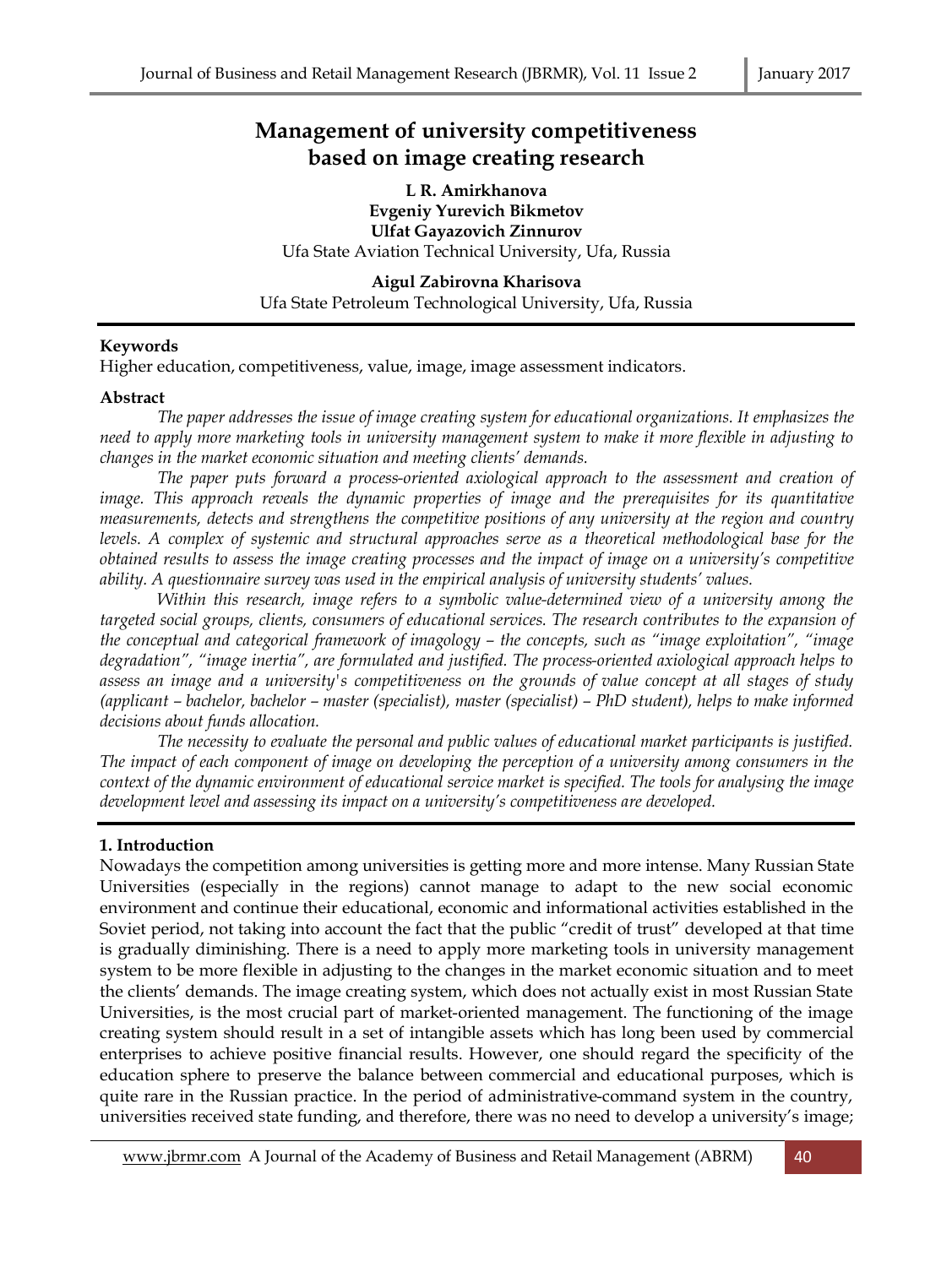# Management of university competitiveness based on image creating research

**L R. Amirkhanova**
**Evgeniy Yurevich Bikmetov**
**Ulfat Gayazovich Zinnurov**
Ufa State Aviation Technical University, Ufa, Russia

**Aigul Zabirovna Kharisova**
Ufa State Petroleum Technological University, Ufa, Russia

### Keywords

Higher education, competitiveness, value, image, image assessment indicators.

### Abstract

*The paper addresses the issue of image creating system for educational organizations. It emphasizes the need to apply more marketing tools in university management system to make it more flexible in adjusting to changes in the market economic situation and meeting clients' demands.*

*The paper puts forward a process-oriented axiological approach to the assessment and creation of image. This approach reveals the dynamic properties of image and the prerequisites for its quantitative measurements, detects and strengthens the competitive positions of any university at the region and country levels. A complex of systemic and structural approaches serve as a theoretical methodological base for the obtained results to assess the image creating processes and the impact of image on a university's competitive ability. A questionnaire survey was used in the empirical analysis of university students' values.*

*Within this research, image refers to a symbolic value-determined view of a university among the targeted social groups, clients, consumers of educational services. The research contributes to the expansion of the conceptual and categorical framework of imagology – the concepts, such as "image exploitation", "image degradation", "image inertia", are formulated and justified. The process-oriented axiological approach helps to assess an image and a university's competitiveness on the grounds of value concept at all stages of study (applicant – bachelor, bachelor – master (specialist), master (specialist) – PhD student), helps to make informed decisions about funds allocation.*

*The necessity to evaluate the personal and public values of educational market participants is justified. The impact of each component of image on developing the perception of a university among consumers in the context of the dynamic environment of educational service market is specified. The tools for analysing the image development level and assessing its impact on a university's competitiveness are developed.*

### 1. Introduction

Nowadays the competition among universities is getting more and more intense. Many Russian State Universities (especially in the regions) cannot manage to adapt to the new social economic environment and continue their educational, economic and informational activities established in the Soviet period, not taking into account the fact that the public "credit of trust" developed at that time is gradually diminishing. There is a need to apply more marketing tools in university management system to be more flexible in adjusting to the changes in the market economic situation and to meet the clients' demands. The image creating system, which does not actually exist in most Russian State Universities, is the most crucial part of market-oriented management. The functioning of the image creating system should result in a set of intangible assets which has long been used by commercial enterprises to achieve positive financial results. However, one should regard the specificity of the education sphere to preserve the balance between commercial and educational purposes, which is quite rare in the Russian practice. In the period of administrative-command system in the country, universities received state funding, and therefore, there was no need to develop a university's image;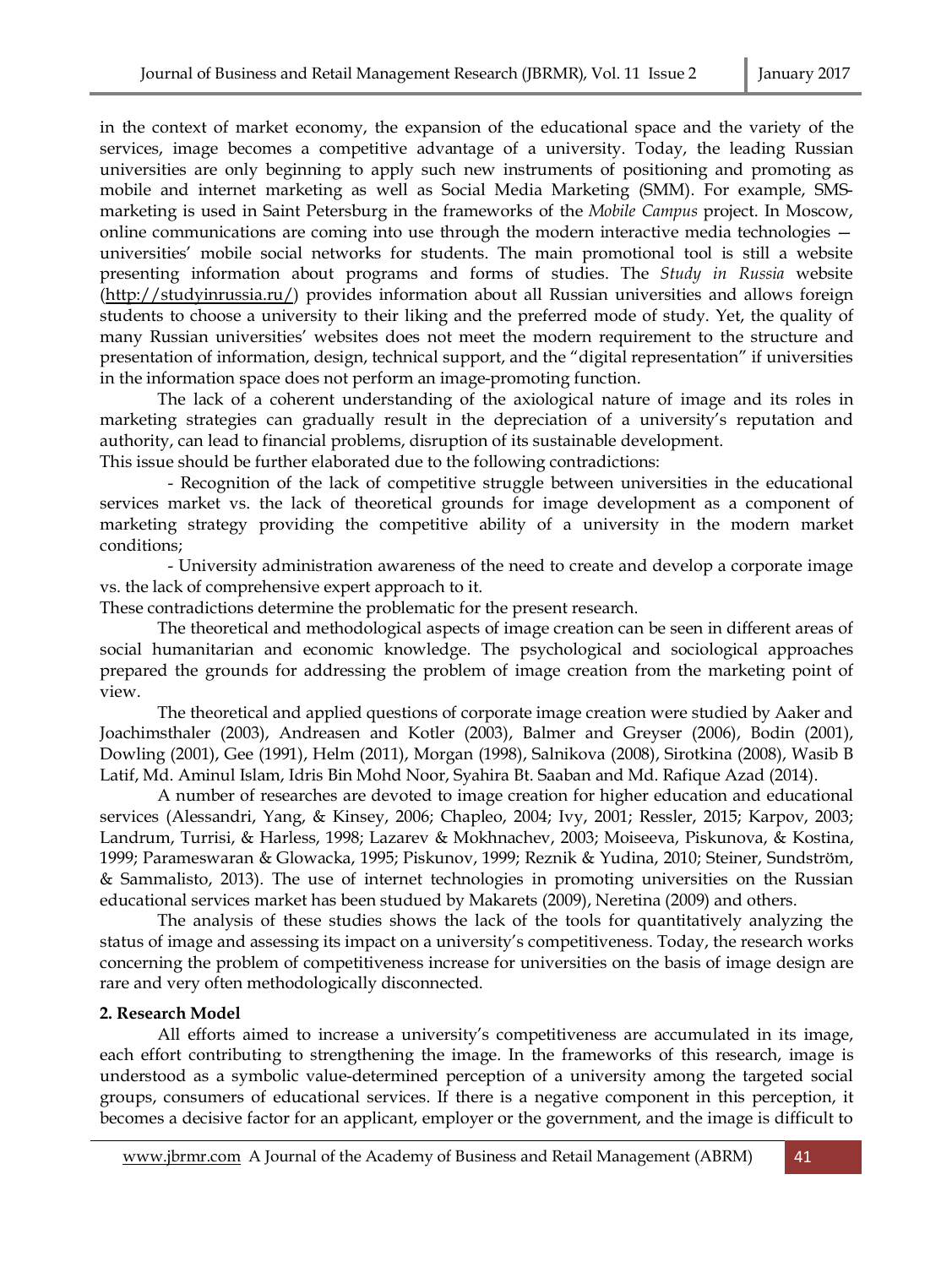in the context of market economy, the expansion of the educational space and the variety of the services, image becomes a competitive advantage of a university. Today, the leading Russian universities are only beginning to apply such new instruments of positioning and promoting as mobile and internet marketing as well as Social Media Marketing (SMM). For example, SMS-marketing is used in Saint Petersburg in the frameworks of the *Mobile Campus* project. In Moscow, online communications are coming into use through the modern interactive media technologies — universities' mobile social networks for students. The main promotional tool is still a website presenting information about programs and forms of studies. The *Study in Russia* website (http://studyinrussia.ru/) provides information about all Russian universities and allows foreign students to choose a university to their liking and the preferred mode of study. Yet, the quality of many Russian universities' websites does not meet the modern requirement to the structure and presentation of information, design, technical support, and the "digital representation" if universities in the information space does not perform an image-promoting function.

The lack of a coherent understanding of the axiological nature of image and its roles in marketing strategies can gradually result in the depreciation of a university's reputation and authority, can lead to financial problems, disruption of its sustainable development.

This issue should be further elaborated due to the following contradictions:

- Recognition of the lack of competitive struggle between universities in the educational services market vs. the lack of theoretical grounds for image development as a component of marketing strategy providing the competitive ability of a university in the modern market conditions;
- University administration awareness of the need to create and develop a corporate image vs. the lack of comprehensive expert approach to it.

These contradictions determine the problematic for the present research.

The theoretical and methodological aspects of image creation can be seen in different areas of social humanitarian and economic knowledge. The psychological and sociological approaches prepared the grounds for addressing the problem of image creation from the marketing point of view.

The theoretical and applied questions of corporate image creation were studied by Aaker and Joachimsthaler (2003), Andreasen and Kotler (2003), Balmer and Greyser (2006), Bodin (2001), Dowling (2001), Gee (1991), Helm (2011), Morgan (1998), Salnikova (2008), Sirotkina (2008), Wasib B Latif, Md. Aminul Islam, Idris Bin Mohd Noor, Syahira Bt. Saaban and Md. Rafique Azad (2014).

A number of researches are devoted to image creation for higher education and educational services (Alessandri, Yang, & Kinsey, 2006; Chapleo, 2004; Ivy, 2001; Ressler, 2015; Karpov, 2003; Landrum, Turrisi, & Harless, 1998; Lazarev & Mokhnachev, 2003; Moiseeva, Piskunova, & Kostina, 1999; Parameswaran & Glowacka, 1995; Piskunov, 1999; Reznik & Yudina, 2010; Steiner, Sundström, & Sammalisto, 2013). The use of internet technologies in promoting universities on the Russian educational services market has been studued by Makarets (2009), Neretina (2009) and others.

The analysis of these studies shows the lack of the tools for quantitatively analyzing the status of image and assessing its impact on a university's competitiveness. Today, the research works concerning the problem of competitiveness increase for universities on the basis of image design are rare and very often methodologically disconnected.

## 2. Research Model

All efforts aimed to increase a university's competitiveness are accumulated in its image, each effort contributing to strengthening the image. In the frameworks of this research, image is understood as a symbolic value-determined perception of a university among the targeted social groups, consumers of educational services. If there is a negative component in this perception, it becomes a decisive factor for an applicant, employer or the government, and the image is difficult to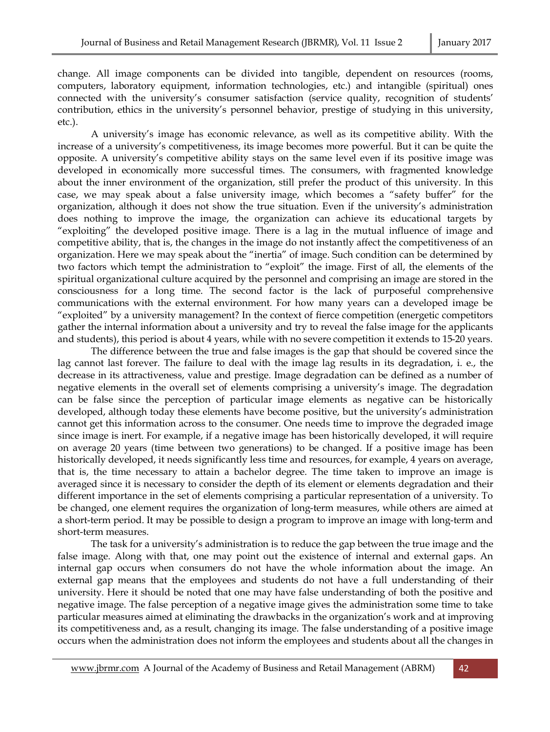change. All image components can be divided into tangible, dependent on resources (rooms, computers, laboratory equipment, information technologies, etc.) and intangible (spiritual) ones connected with the university's consumer satisfaction (service quality, recognition of students' contribution, ethics in the university's personnel behavior, prestige of studying in this university, etc.).

A university's image has economic relevance, as well as its competitive ability. With the increase of a university's competitiveness, its image becomes more powerful. But it can be quite the opposite. A university's competitive ability stays on the same level even if its positive image was developed in economically more successful times. The consumers, with fragmented knowledge about the inner environment of the organization, still prefer the product of this university. In this case, we may speak about a false university image, which becomes a "safety buffer" for the organization, although it does not show the true situation. Even if the university's administration does nothing to improve the image, the organization can achieve its educational targets by "exploiting" the developed positive image. There is a lag in the mutual influence of image and competitive ability, that is, the changes in the image do not instantly affect the competitiveness of an organization. Here we may speak about the "inertia" of image. Such condition can be determined by two factors which tempt the administration to "exploit" the image. First of all, the elements of the spiritual organizational culture acquired by the personnel and comprising an image are stored in the consciousness for a long time. The second factor is the lack of purposeful comprehensive communications with the external environment. For how many years can a developed image be "exploited" by a university management? In the context of fierce competition (energetic competitors gather the internal information about a university and try to reveal the false image for the applicants and students), this period is about 4 years, while with no severe competition it extends to 15-20 years.

The difference between the true and false images is the gap that should be covered since the lag cannot last forever. The failure to deal with the image lag results in its degradation, i. e., the decrease in its attractiveness, value and prestige. Image degradation can be defined as a number of negative elements in the overall set of elements comprising a university's image. The degradation can be false since the perception of particular image elements as negative can be historically developed, although today these elements have become positive, but the university's administration cannot get this information across to the consumer. One needs time to improve the degraded image since image is inert. For example, if a negative image has been historically developed, it will require on average 20 years (time between two generations) to be changed. If a positive image has been historically developed, it needs significantly less time and resources, for example, 4 years on average, that is, the time necessary to attain a bachelor degree. The time taken to improve an image is averaged since it is necessary to consider the depth of its element or elements degradation and their different importance in the set of elements comprising a particular representation of a university. To be changed, one element requires the organization of long-term measures, while others are aimed at a short-term period. It may be possible to design a program to improve an image with long-term and short-term measures.

The task for a university's administration is to reduce the gap between the true image and the false image. Along with that, one may point out the existence of internal and external gaps. An internal gap occurs when consumers do not have the whole information about the image. An external gap means that the employees and students do not have a full understanding of their university. Here it should be noted that one may have false understanding of both the positive and negative image. The false perception of a negative image gives the administration some time to take particular measures aimed at eliminating the drawbacks in the organization's work and at improving its competitiveness and, as a result, changing its image. The false understanding of a positive image occurs when the administration does not inform the employees and students about all the changes in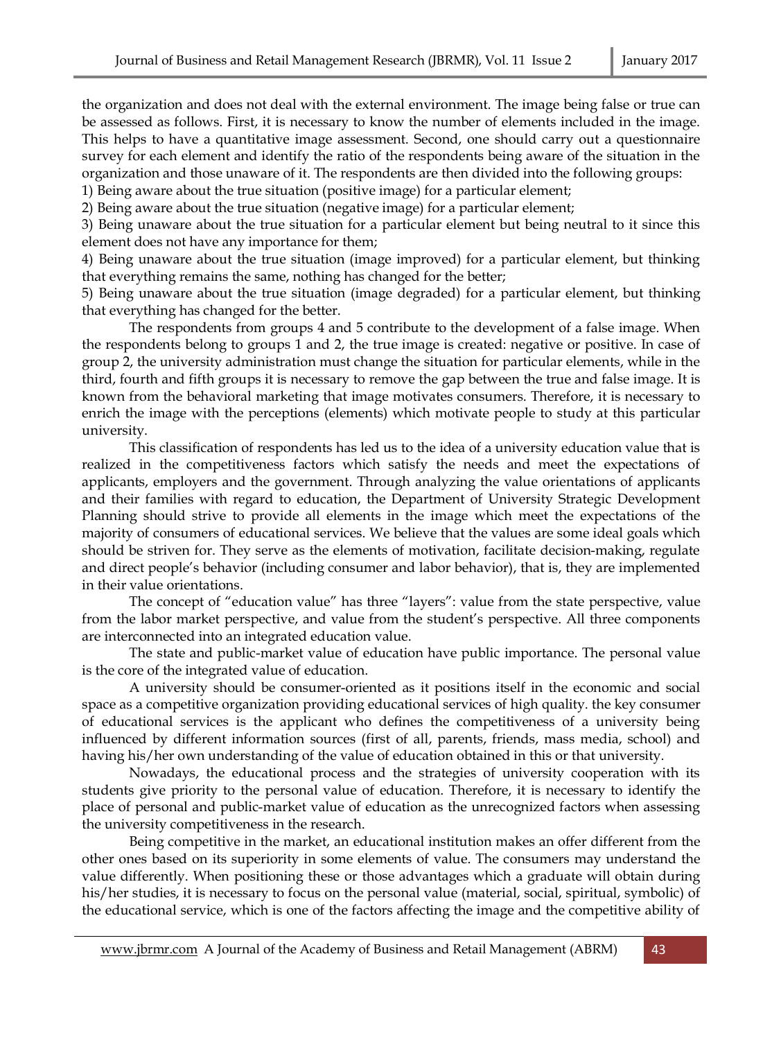the organization and does not deal with the external environment. The image being false or true can be assessed as follows. First, it is necessary to know the number of elements included in the image. This helps to have a quantitative image assessment. Second, one should carry out a questionnaire survey for each element and identify the ratio of the respondents being aware of the situation in the organization and those unaware of it. The respondents are then divided into the following groups:

1) Being aware about the true situation (positive image) for a particular element;
2) Being aware about the true situation (negative image) for a particular element;
3) Being unaware about the true situation for a particular element but being neutral to it since this element does not have any importance for them;
4) Being unaware about the true situation (image improved) for a particular element, but thinking that everything remains the same, nothing has changed for the better;
5) Being unaware about the true situation (image degraded) for a particular element, but thinking that everything has changed for the better.

The respondents from groups 4 and 5 contribute to the development of a false image. When the respondents belong to groups 1 and 2, the true image is created: negative or positive. In case of group 2, the university administration must change the situation for particular elements, while in the third, fourth and fifth groups it is necessary to remove the gap between the true and false image. It is known from the behavioral marketing that image motivates consumers. Therefore, it is necessary to enrich the image with the perceptions (elements) which motivate people to study at this particular university.

This classification of respondents has led us to the idea of a university education value that is realized in the competitiveness factors which satisfy the needs and meet the expectations of applicants, employers and the government. Through analyzing the value orientations of applicants and their families with regard to education, the Department of University Strategic Development Planning should strive to provide all elements in the image which meet the expectations of the majority of consumers of educational services. We believe that the values are some ideal goals which should be striven for. They serve as the elements of motivation, facilitate decision-making, regulate and direct people's behavior (including consumer and labor behavior), that is, they are implemented in their value orientations.

The concept of "education value" has three "layers": value from the state perspective, value from the labor market perspective, and value from the student's perspective. All three components are interconnected into an integrated education value.

The state and public-market value of education have public importance. The personal value is the core of the integrated value of education.

A university should be consumer-oriented as it positions itself in the economic and social space as a competitive organization providing educational services of high quality. the key consumer of educational services is the applicant who defines the competitiveness of a university being influenced by different information sources (first of all, parents, friends, mass media, school) and having his/her own understanding of the value of education obtained in this or that university.

Nowadays, the educational process and the strategies of university cooperation with its students give priority to the personal value of education. Therefore, it is necessary to identify the place of personal and public-market value of education as the unrecognized factors when assessing the university competitiveness in the research.

Being competitive in the market, an educational institution makes an offer different from the other ones based on its superiority in some elements of value. The consumers may understand the value differently. When positioning these or those advantages which a graduate will obtain during his/her studies, it is necessary to focus on the personal value (material, social, spiritual, symbolic) of the educational service, which is one of the factors affecting the image and the competitive ability of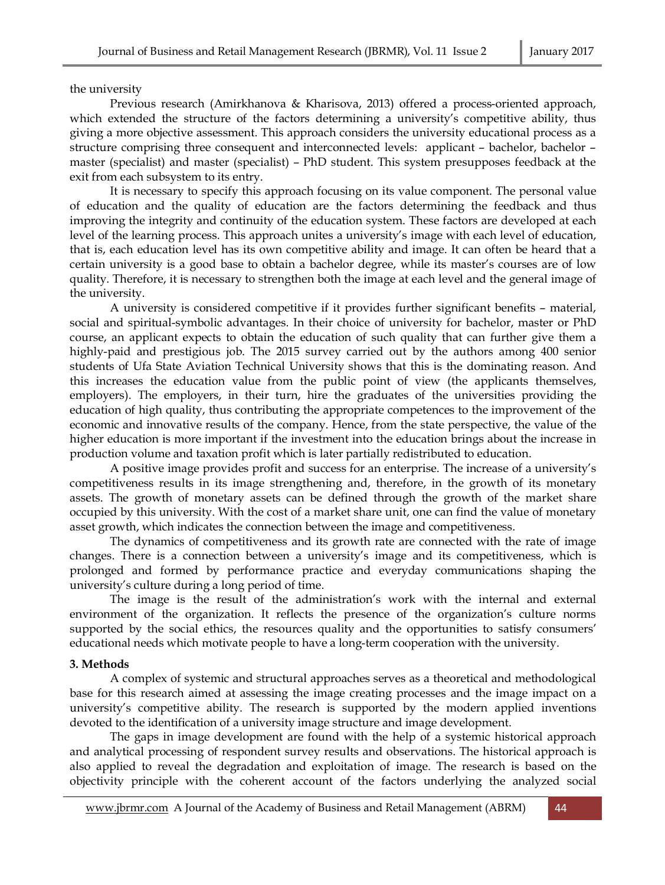the university

Previous research (Amirkhanova & Kharisova, 2013) offered a process-oriented approach, which extended the structure of the factors determining a university's competitive ability, thus giving a more objective assessment. This approach considers the university educational process as a structure comprising three consequent and interconnected levels: applicant – bachelor, bachelor – master (specialist) and master (specialist) – PhD student. This system presupposes feedback at the exit from each subsystem to its entry.

It is necessary to specify this approach focusing on its value component. The personal value of education and the quality of education are the factors determining the feedback and thus improving the integrity and continuity of the education system. These factors are developed at each level of the learning process. This approach unites a university's image with each level of education, that is, each education level has its own competitive ability and image. It can often be heard that a certain university is a good base to obtain a bachelor degree, while its master's courses are of low quality. Therefore, it is necessary to strengthen both the image at each level and the general image of the university.

A university is considered competitive if it provides further significant benefits – material, social and spiritual-symbolic advantages. In their choice of university for bachelor, master or PhD course, an applicant expects to obtain the education of such quality that can further give them a highly-paid and prestigious job. The 2015 survey carried out by the authors among 400 senior students of Ufa State Aviation Technical University shows that this is the dominating reason. And this increases the education value from the public point of view (the applicants themselves, employers). The employers, in their turn, hire the graduates of the universities providing the education of high quality, thus contributing the appropriate competences to the improvement of the economic and innovative results of the company. Hence, from the state perspective, the value of the higher education is more important if the investment into the education brings about the increase in production volume and taxation profit which is later partially redistributed to education.

A positive image provides profit and success for an enterprise. The increase of a university's competitiveness results in its image strengthening and, therefore, in the growth of its monetary assets. The growth of monetary assets can be defined through the growth of the market share occupied by this university. With the cost of a market share unit, one can find the value of monetary asset growth, which indicates the connection between the image and competitiveness.

The dynamics of competitiveness and its growth rate are connected with the rate of image changes. There is a connection between a university's image and its competitiveness, which is prolonged and formed by performance practice and everyday communications shaping the university's culture during a long period of time.

The image is the result of the administration's work with the internal and external environment of the organization. It reflects the presence of the organization's culture norms supported by the social ethics, the resources quality and the opportunities to satisfy consumers' educational needs which motivate people to have a long-term cooperation with the university.

## 3. Methods

A complex of systemic and structural approaches serves as a theoretical and methodological base for this research aimed at assessing the image creating processes and the image impact on a university's competitive ability. The research is supported by the modern applied inventions devoted to the identification of a university image structure and image development.

The gaps in image development are found with the help of a systemic historical approach and analytical processing of respondent survey results and observations. The historical approach is also applied to reveal the degradation and exploitation of image. The research is based on the objectivity principle with the coherent account of the factors underlying the analyzed social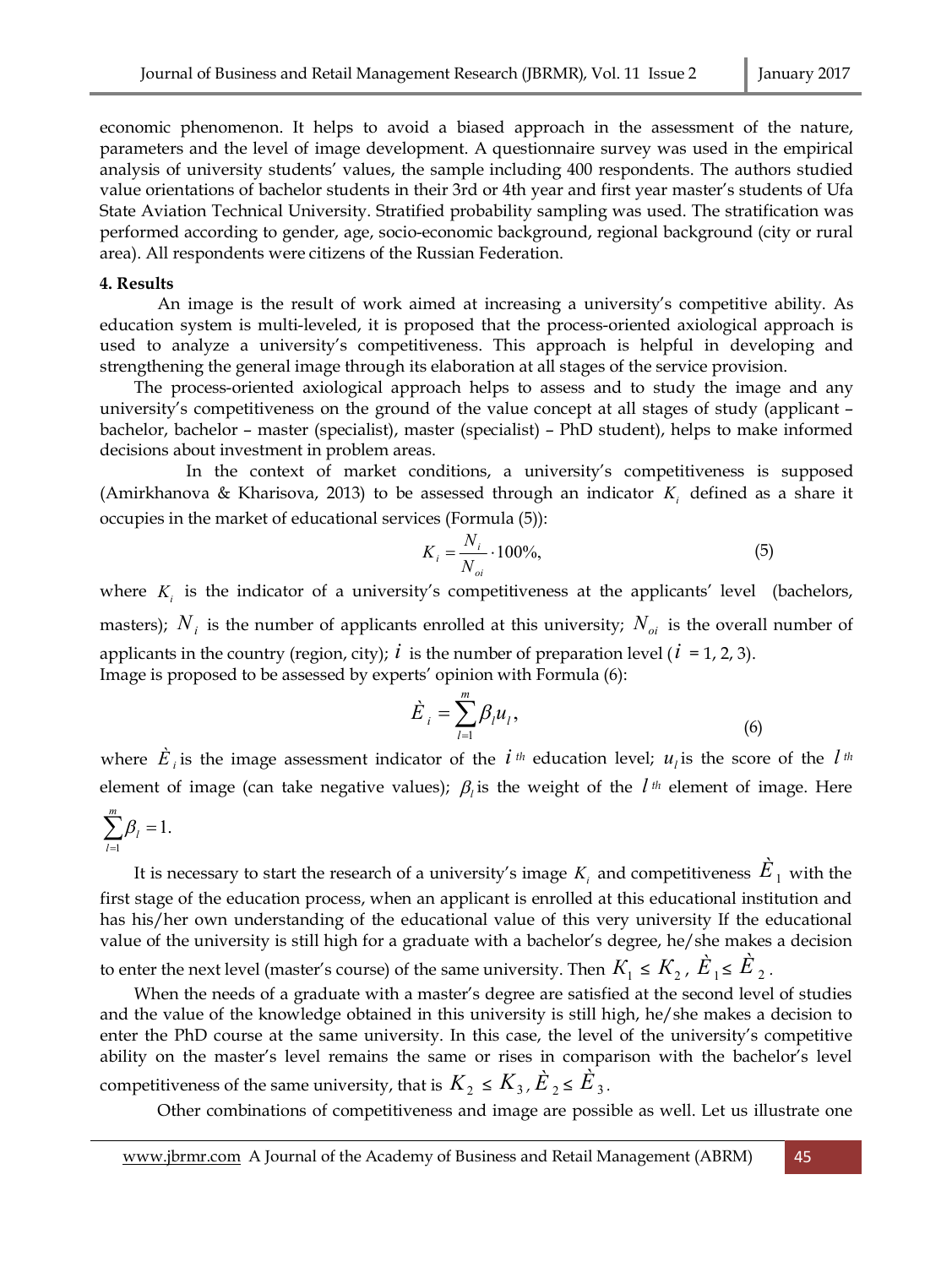economic phenomenon. It helps to avoid a biased approach in the assessment of the nature, parameters and the level of image development. A questionnaire survey was used in the empirical analysis of university students' values, the sample including 400 respondents. The authors studied value orientations of bachelor students in their 3rd or 4th year and first year master's students of Ufa State Aviation Technical University. Stratified probability sampling was used. The stratification was performed according to gender, age, socio-economic background, regional background (city or rural area). All respondents were citizens of the Russian Federation.

**4. Results**

An image is the result of work aimed at increasing a university's competitive ability. As education system is multi-leveled, it is proposed that the process-oriented axiological approach is used to analyze a university's competitiveness. This approach is helpful in developing and strengthening the general image through its elaboration at all stages of the service provision.

The process-oriented axiological approach helps to assess and to study the image and any university's competitiveness on the ground of the value concept at all stages of study (applicant – bachelor, bachelor – master (specialist), master (specialist) – PhD student), helps to make informed decisions about investment in problem areas.

In the context of market conditions, a university's competitiveness is supposed (Amirkhanova & Kharisova, 2013) to be assessed through an indicator $K_i$ defined as a share it occupies in the market of educational services (Formula (5)):

$$K_i = \frac{N_i}{N_{oi}} \cdot 100\%, \qquad (5)$$

where $K_i$ is the indicator of a university's competitiveness at the applicants' level (bachelors, masters); $N_i$ is the number of applicants enrolled at this university; $N_{oi}$ is the overall number of applicants in the country (region, city); $i$ is the number of preparation level ($i$ = 1, 2, 3).
Image is proposed to be assessed by experts' opinion with Formula (6):

$$\grave{E}_i = \sum_{l=1}^{m} \beta_l u_l, \qquad (6)$$

where $\grave{E}_i$ is the image assessment indicator of the $i^{th}$ education level; $u_l$ is the score of the $l^{th}$ element of image (can take negative values); $\beta_l$ is the weight of the $l^{th}$ element of image. Here $\sum_{l=1}^{m} \beta_l = 1.$

It is necessary to start the research of a university's image $K_i$ and competitiveness $\grave{E}_1$ with the first stage of the education process, when an applicant is enrolled at this educational institution and has his/her own understanding of the educational value of this very university If the educational value of the university is still high for a graduate with a bachelor's degree, he/she makes a decision to enter the next level (master's course) of the same university. Then $K_1 \leq K_2$, $\grave{E}_1 \leq \grave{E}_2$.

When the needs of a graduate with a master's degree are satisfied at the second level of studies and the value of the knowledge obtained in this university is still high, he/she makes a decision to enter the PhD course at the same university. In this case, the level of the university's competitive ability on the master's level remains the same or rises in comparison with the bachelor's level competitiveness of the same university, that is $K_2 \leq K_3$, $\grave{E}_2 \leq \grave{E}_3$.

Other combinations of competitiveness and image are possible as well. Let us illustrate one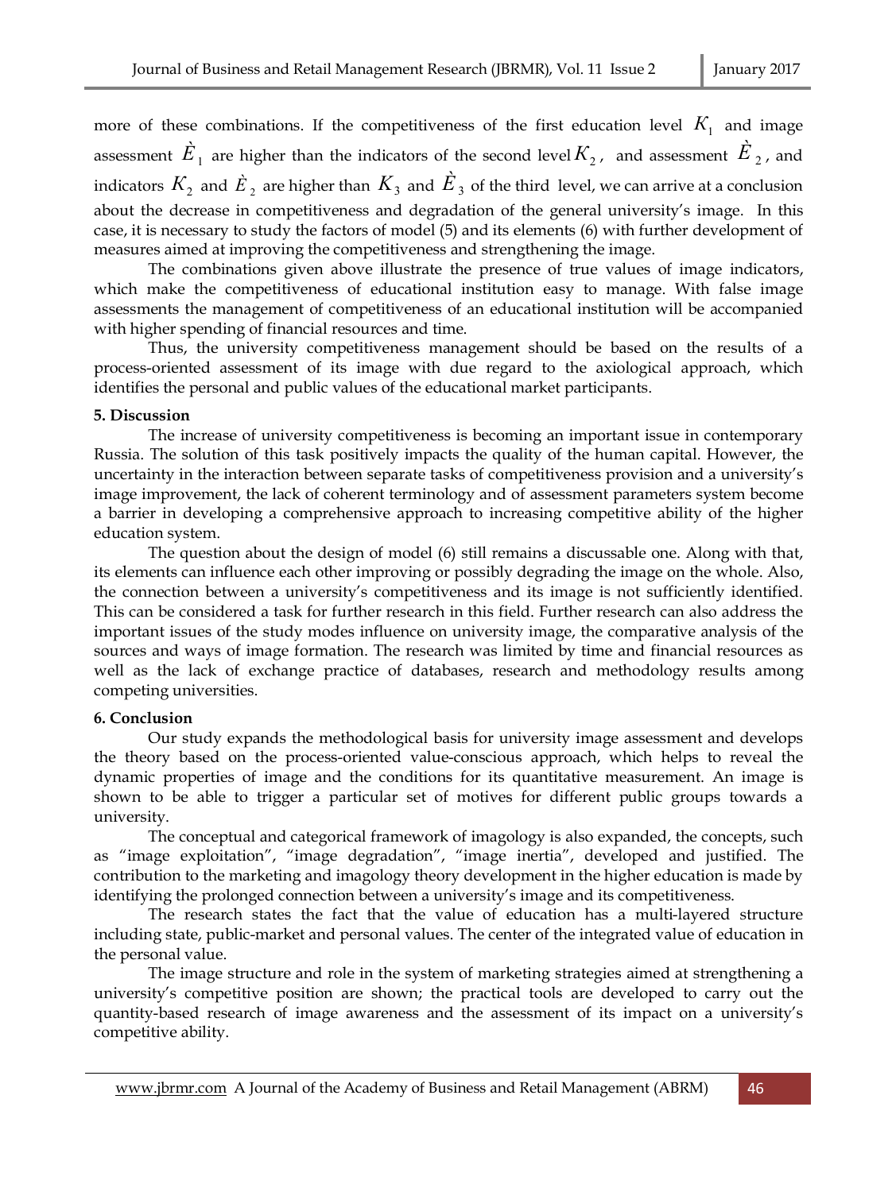more of these combinations. If the competitiveness of the first education level $K_1$ and image assessment $\grave{E}_1$ are higher than the indicators of the second level $K_2$, and assessment $\grave{E}_2$, and indicators $K_2$ and $\grave{E}_2$ are higher than $K_3$ and $\grave{E}_3$ of the third level, we can arrive at a conclusion about the decrease in competitiveness and degradation of the general university's image. In this case, it is necessary to study the factors of model (5) and its elements (6) with further development of measures aimed at improving the competitiveness and strengthening the image.

The combinations given above illustrate the presence of true values of image indicators, which make the competitiveness of educational institution easy to manage. With false image assessments the management of competitiveness of an educational institution will be accompanied with higher spending of financial resources and time.

Thus, the university competitiveness management should be based on the results of a process-oriented assessment of its image with due regard to the axiological approach, which identifies the personal and public values of the educational market participants.

## 5. Discussion

The increase of university competitiveness is becoming an important issue in contemporary Russia. The solution of this task positively impacts the quality of the human capital. However, the uncertainty in the interaction between separate tasks of competitiveness provision and a university's image improvement, the lack of coherent terminology and of assessment parameters system become a barrier in developing a comprehensive approach to increasing competitive ability of the higher education system.

The question about the design of model (6) still remains a discussable one. Along with that, its elements can influence each other improving or possibly degrading the image on the whole. Also, the connection between a university's competitiveness and its image is not sufficiently identified. This can be considered a task for further research in this field. Further research can also address the important issues of the study modes influence on university image, the comparative analysis of the sources and ways of image formation. The research was limited by time and financial resources as well as the lack of exchange practice of databases, research and methodology results among competing universities.

## 6. Conclusion

Our study expands the methodological basis for university image assessment and develops the theory based on the process-oriented value-conscious approach, which helps to reveal the dynamic properties of image and the conditions for its quantitative measurement. An image is shown to be able to trigger a particular set of motives for different public groups towards a university.

The conceptual and categorical framework of imagology is also expanded, the concepts, such as "image exploitation", "image degradation", "image inertia", developed and justified. The contribution to the marketing and imagology theory development in the higher education is made by identifying the prolonged connection between a university's image and its competitiveness.

The research states the fact that the value of education has a multi-layered structure including state, public-market and personal values. The center of the integrated value of education in the personal value.

The image structure and role in the system of marketing strategies aimed at strengthening a university's competitive position are shown; the practical tools are developed to carry out the quantity-based research of image awareness and the assessment of its impact on a university's competitive ability.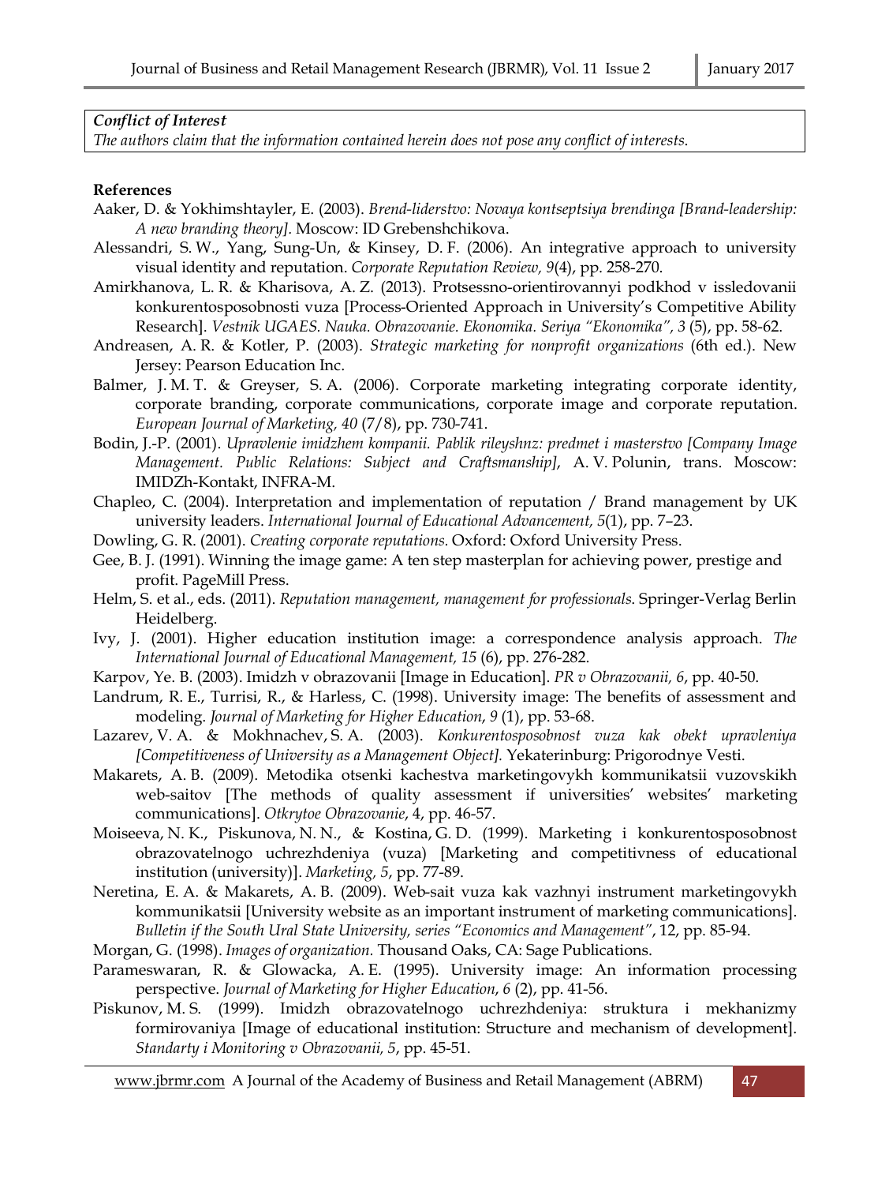**Conflict of Interest**

*The authors claim that the information contained herein does not pose any conflict of interests.*

**References**

Aaker, D. & Yokhimshtayler, E. (2003). *Brend-liderstvo: Novaya kontseptsiya brendinga [Brand-leadership: A new branding theory].* Moscow: ID Grebenshchikova.

Alessandri, S. W., Yang, Sung-Un, & Kinsey, D. F. (2006). An integrative approach to university visual identity and reputation. *Corporate Reputation Review, 9*(4), pp. 258-270.

Amirkhanova, L. R. & Kharisova, A. Z. (2013). Protsessno-orientirovannyi podkhod v issledovanii konkurentosposobnosti vuza [Process-Oriented Approach in University's Competitive Ability Research]. *Vestnik UGAES. Nauka. Obrazovanie. Ekonomika. Seriya "Ekonomika", 3* (5), pp. 58-62.

Andreasen, A. R. & Kotler, P. (2003). *Strategic marketing for nonprofit organizations* (6th ed.). New Jersey: Pearson Education Inc.

Balmer, J. M. T. & Greyser, S. A. (2006). Corporate marketing integrating corporate identity, corporate branding, corporate communications, corporate image and corporate reputation. *European Journal of Marketing, 40* (7/8), pp. 730-741.

Bodin, J.-P. (2001). *Upravlenie imidzhem kompanii. Pablik rileyshnz: predmet i masterstvo [Company Image Management. Public Relations: Subject and Craftsmanship]*, A. V. Polunin, trans. Moscow: IMIDZh-Kontakt, INFRA-M.

Chapleo, C. (2004). Interpretation and implementation of reputation / Brand management by UK university leaders. *International Journal of Educational Advancement, 5*(1), pp. 7–23.

Dowling, G. R. (2001). *Creating corporate reputations.* Oxford: Oxford University Press.

Gee, B. J. (1991). Winning the image game: A ten step masterplan for achieving power, prestige and profit. PageMill Press.

Helm, S. et al., eds. (2011). *Reputation management, management for professionals*. Springer-Verlag Berlin Heidelberg.

Ivy, J. (2001). Higher education institution image: a correspondence analysis approach. *The International Journal of Educational Management, 15* (6), pp. 276-282.

Karpov, Ye. B. (2003). Imidzh v obrazovanii [Image in Education]. *PR v Obrazovanii, 6*, pp. 40-50.

Landrum, R. E., Turrisi, R., & Harless, C. (1998). University image: The benefits of assessment and modeling. *Journal of Marketing for Higher Education*, *9* (1), pp. 53-68.

Lazarev, V. A. & Mokhnachev, S. A. (2003). *Konkurentosposobnost vuza kak obekt upravleniya [Competitiveness of University as a Management Object].* Yekaterinburg: Prigorodnye Vesti.

Makarets, A. B. (2009). Metodika otsenki kachestva marketingovykh kommunikatsii vuzovskikh web-saitov [The methods of quality assessment if universities' websites' marketing communications]. *Otkrytoe Obrazovanie*, 4, pp. 46-57.

Moiseeva, N. K., Piskunova, N. N., & Kostina, G. D. (1999). Marketing i konkurentosposobnost obrazovatelnogo uchrezhdeniya (vuza) [Marketing and competitivness of educational institution (university)]. *Marketing, 5*, pp. 77-89.

Neretina, E. A. & Makarets, A. B. (2009). Web-sait vuza kak vazhnyi instrument marketingovykh kommunikatsii [University website as an important instrument of marketing communications]. *Bulletin if the South Ural State University, series "Economics and Management"*, 12, pp. 85-94.

Morgan, G. (1998). *Images of organization.* Thousand Oaks, CA: Sage Publications.

Parameswaran, R. & Glowacka, A. E. (1995). University image: An information processing perspective. *Journal of Marketing for Higher Education*, *6* (2), pp. 41-56.

Piskunov, M. S. (1999). Imidzh obrazovatelnogo uchrezhdeniya: struktura i mekhanizmy formirovaniya [Image of educational institution: Structure and mechanism of development]. *Standarty i Monitoring v Obrazovanii, 5*, pp. 45-51.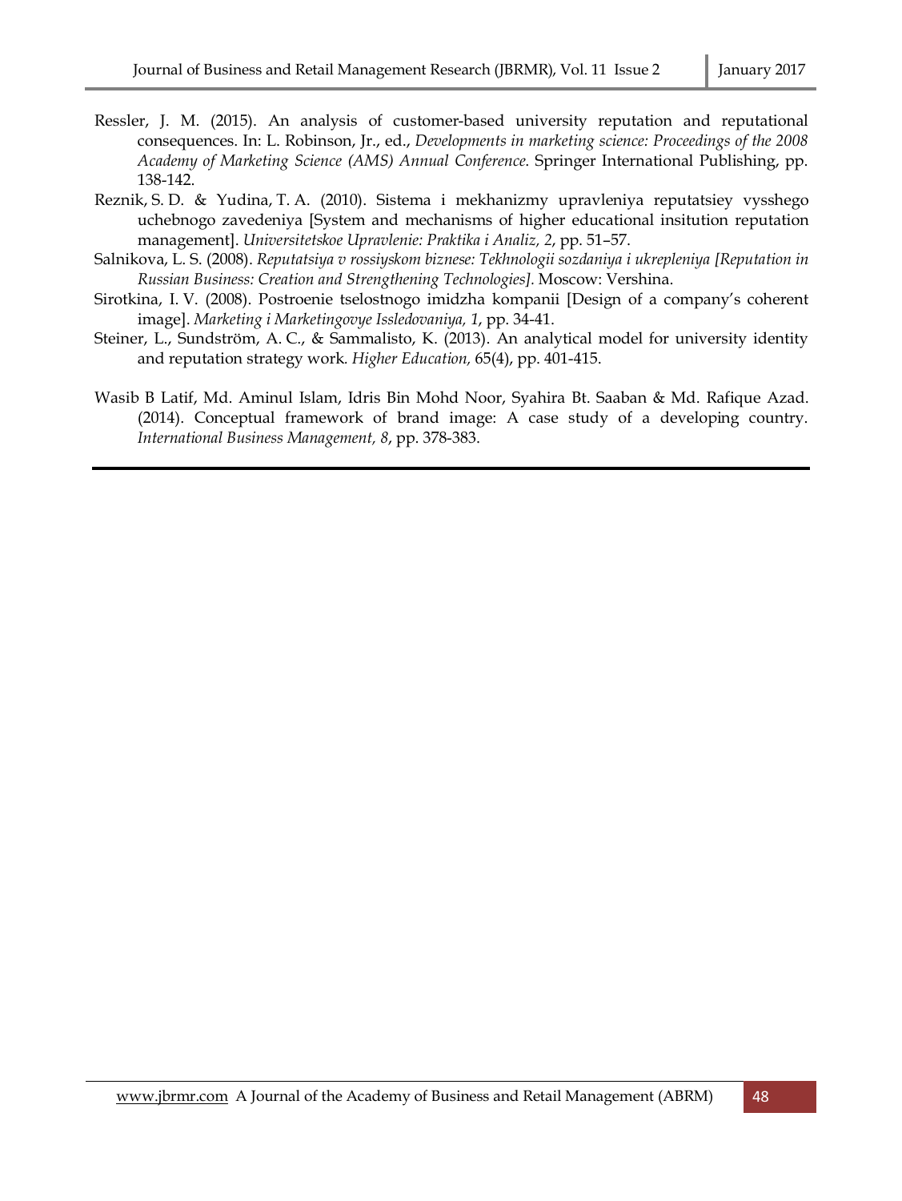Ressler, J. M. (2015). An analysis of customer-based university reputation and reputational consequences. In: L. Robinson, Jr., ed., *Developments in marketing science: Proceedings of the 2008 Academy of Marketing Science (AMS) Annual Conference*. Springer International Publishing, pp. 138-142.

Reznik, S. D. & Yudina, T. A. (2010). Sistema i mekhanizmy upravleniya reputatsiey vysshego uchebnogo zavedeniya [System and mechanisms of higher educational insitution reputation management]. *Universitetskoe Upravlenie: Praktika i Analiz, 2*, pp. 51–57.

Salnikova, L. S. (2008). *Reputatsiya v rossiyskom biznese: Tekhnologii sozdaniya i ukrepleniya [Reputation in Russian Business: Creation and Strengthening Technologies].* Moscow: Vershina.

Sirotkina, I. V. (2008). Postroenie tselostnogo imidzha kompanii [Design of a company's coherent image]. *Marketing i Marketingovye Issledovaniya, 1*, pp. 34-41.

Steiner, L., Sundström, A. C., & Sammalisto, K. (2013). An analytical model for university identity and reputation strategy work. *Higher Education,* 65(4), pp. 401-415.

Wasib B Latif, Md. Aminul Islam, Idris Bin Mohd Noor, Syahira Bt. Saaban & Md. Rafique Azad. (2014). Conceptual framework of brand image: A case study of a developing country. *International Business Management, 8*, pp. 378-383.